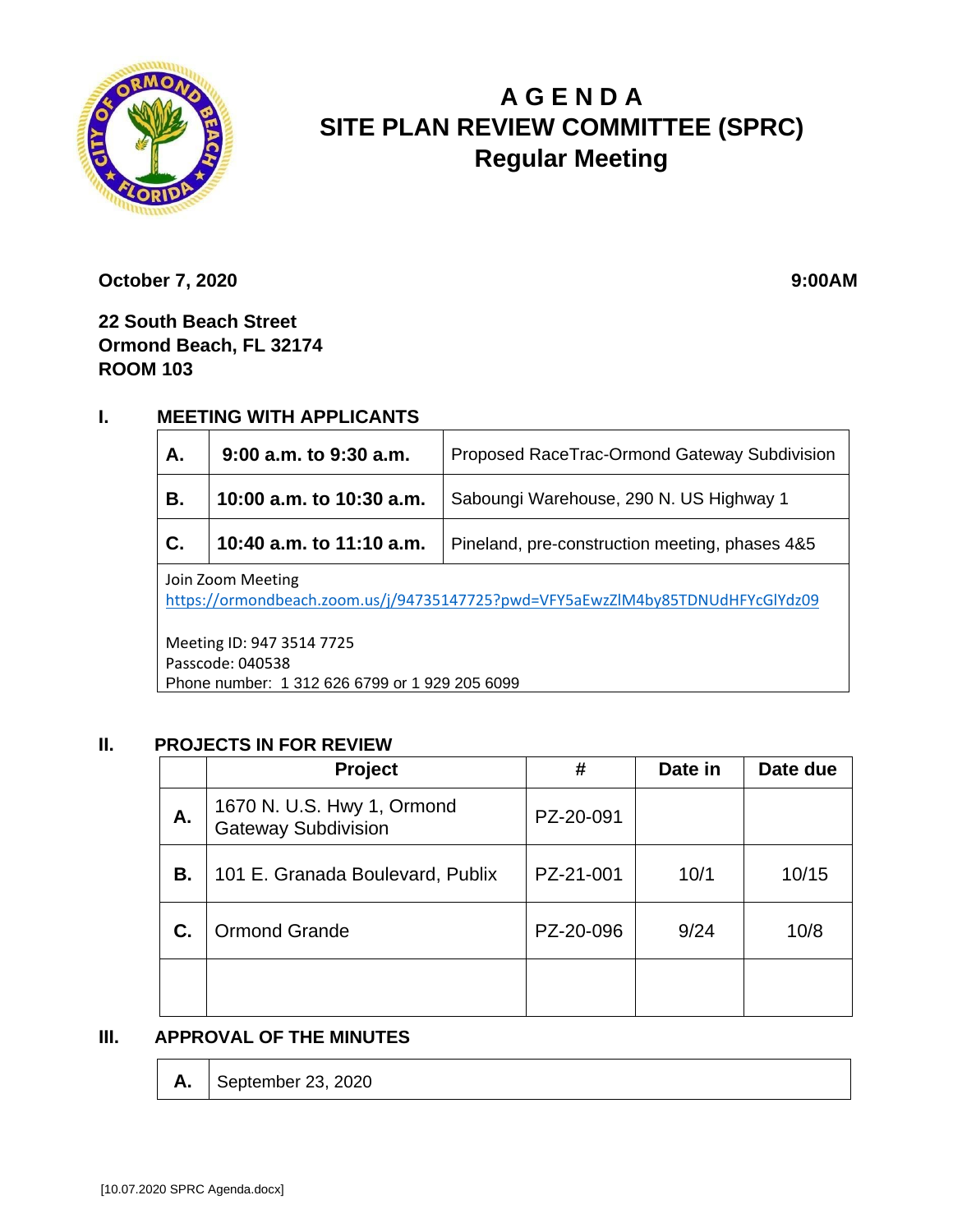# AGENDA
# SITE PLAN REVIEW COMMITTEE (SPRC)
## Regular Meeting

**October 7, 2020** **9:00AM**

**22 South Beach Street**
**Ormond Beach, FL 32174**
**ROOM 103**

## I. MEETING WITH APPLICANTS

| | | |
|---|---|---|
| **A.** | **9:00 a.m. to 9:30 a.m.** | Proposed RaceTrac-Ormond Gateway Subdivision |
| **B.** | **10:00 a.m. to 10:30 a.m.** | Saboungi Warehouse, 290 N. US Highway 1 |
| **C.** | **10:40 a.m. to 11:10 a.m.** | Pineland, pre-construction meeting, phases 4&5 |

Join Zoom Meeting
https://ormondbeach.zoom.us/j/94735147725?pwd=VFY5aEwzZlM4by85TDNUdHFYcGlYdz09

Meeting ID: 947 3514 7725
Passcode: 040538
Phone number: 1 312 626 6799 or 1 929 205 6099

## II. PROJECTS IN FOR REVIEW

| | Project | # | Date in | Date due |
|---|---|---|---|---|
| **A.** | 1670 N. U.S. Hwy 1, Ormond Gateway Subdivision | PZ-20-091 | | |
| **B.** | 101 E. Granada Boulevard, Publix | PZ-21-001 | 10/1 | 10/15 |
| **C.** | Ormond Grande | PZ-20-096 | 9/24 | 10/8 |
| | | | | |

## III. APPROVAL OF THE MINUTES

| | |
|---|---|
| **A.** | September 23, 2020 |

[10.07.2020 SPRC Agenda.docx]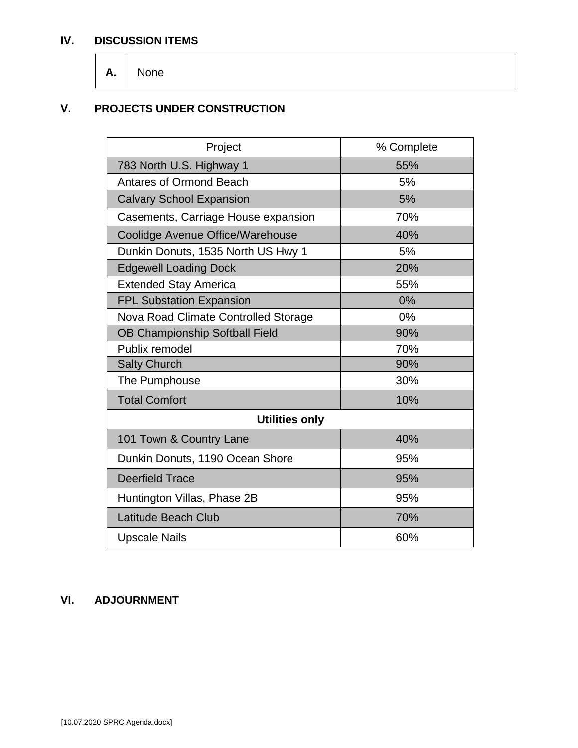## IV. DISCUSSION ITEMS

| | |
|---|---|
| **A.** | None |

## V. PROJECTS UNDER CONSTRUCTION

| Project | % Complete |
|---|---|
| 783 North U.S. Highway 1 | 55% |
| Antares of Ormond Beach | 5% |
| Calvary School Expansion | 5% |
| Casements, Carriage House expansion | 70% |
| Coolidge Avenue Office/Warehouse | 40% |
| Dunkin Donuts, 1535 North US Hwy 1 | 5% |
| Edgewell Loading Dock | 20% |
| Extended Stay America | 55% |
| FPL Substation Expansion | 0% |
| Nova Road Climate Controlled Storage | 0% |
| OB Championship Softball Field | 90% |
| Publix remodel | 70% |
| Salty Church | 90% |
| The Pumphouse | 30% |
| Total Comfort | 10% |
| **Utilities only** | |
| 101 Town & Country Lane | 40% |
| Dunkin Donuts, 1190 Ocean Shore | 95% |
| Deerfield Trace | 95% |
| Huntington Villas, Phase 2B | 95% |
| Latitude Beach Club | 70% |
| Upscale Nails | 60% |

## VI. ADJOURNMENT